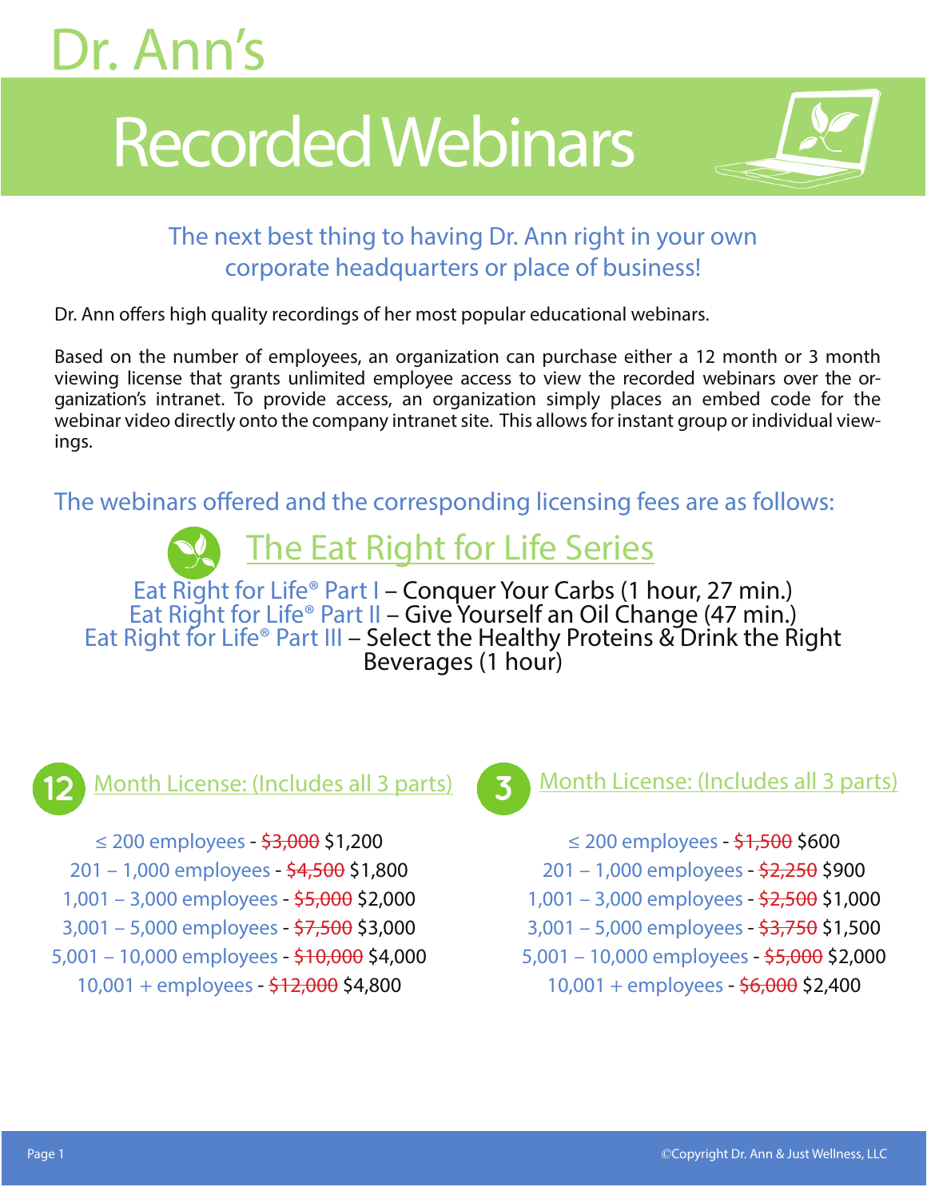# Dr. Ann's

# Recorded Webinars

## The next best thing to having Dr. Ann right in your own corporate headquarters or place of business!

Dr. Ann offers high quality recordings of her most popular educational webinars.

Based on the number of employees, an organization can purchase either a 12 month or 3 month viewing license that grants unlimited employee access to view the recorded webinars over the organization's intranet. To provide access, an organization simply places an embed code for the webinar video directly onto the company intranet site. This allows for instant group or individual viewings.

### The webinars offered and the corresponding licensing fees are as follows:

## The Eat Right for Life Series

Eat Right for Life® Part I – Conquer Your Carbs (1 hour, 27 min.)
Eat Right for Life® Part II – Give Yourself an Oil Change (47 min.)
Eat Right for Life® Part III – Select the Healthy Proteins & Drink the Right Beverages (1 hour)

### 12 Month License: (Includes all 3 parts)

≤ 200 employees - ~~$3,000~~ $1,200
201 – 1,000 employees - ~~$4,500~~ $1,800
1,001 – 3,000 employees - ~~$5,000~~ $2,000
3,001 – 5,000 employees - ~~$7,500~~ $3,000
5,001 – 10,000 employees - ~~$10,000~~ $4,000
10,001 + employees - ~~$12,000~~ $4,800

### 3 Month License: (Includes all 3 parts)

≤ 200 employees - ~~$1,500~~ $600
201 – 1,000 employees - ~~$2,250~~ $900
1,001 – 3,000 employees - ~~$2,500~~ $1,000
3,001 – 5,000 employees - ~~$3,750~~ $1,500
5,001 – 10,000 employees - ~~$5,000~~ $2,000
10,001 + employees - ~~$6,000~~ $2,400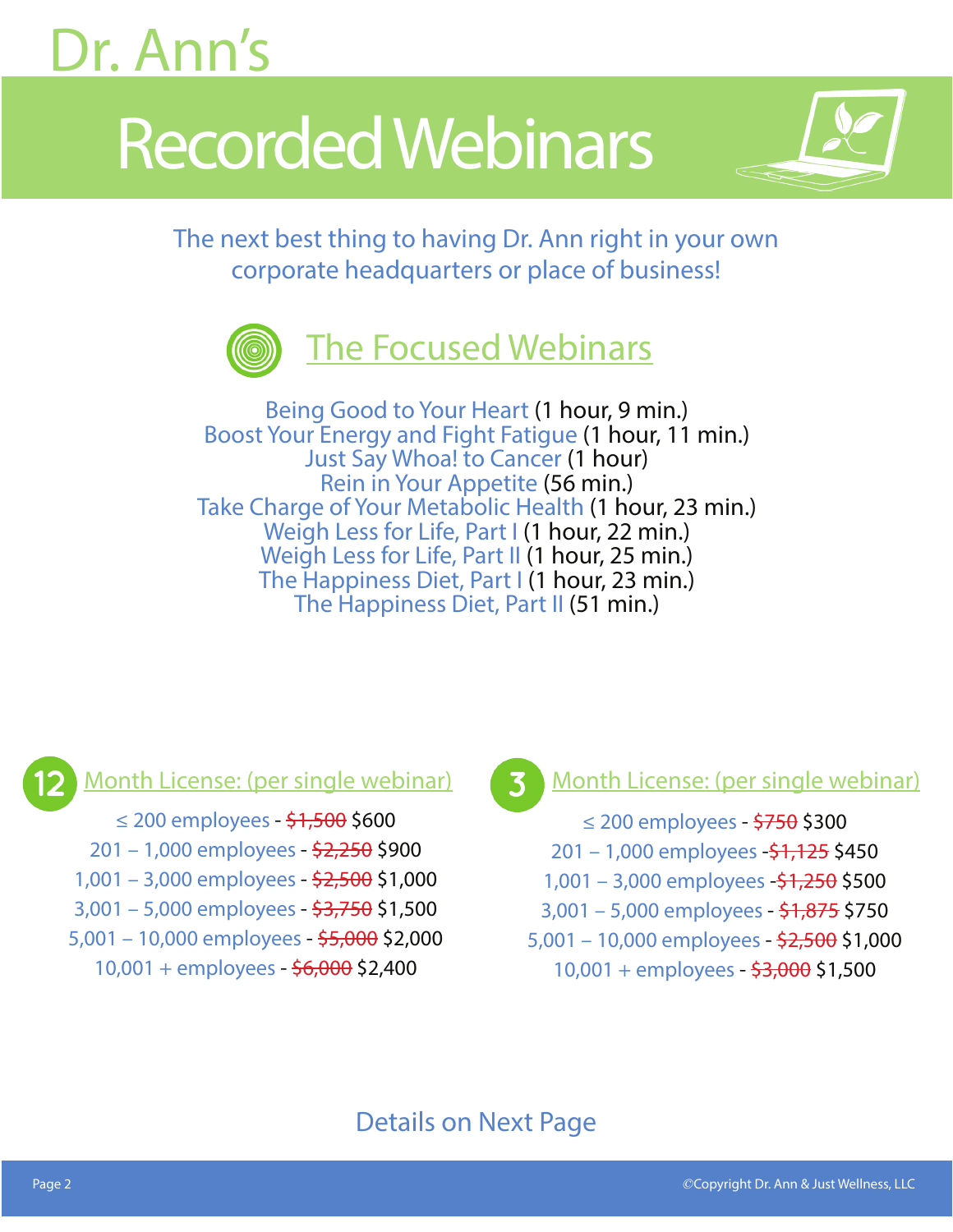# Dr. Ann's

# Recorded Webinars

The next best thing to having Dr. Ann right in your own corporate headquarters or place of business!

## The Focused Webinars

Being Good to Your Heart (1 hour, 9 min.)
Boost Your Energy and Fight Fatigue (1 hour, 11 min.)
Just Say Whoa! to Cancer (1 hour)
Rein in Your Appetite (56 min.)
Take Charge of Your Metabolic Health (1 hour, 23 min.)
Weigh Less for Life, Part I (1 hour, 22 min.)
Weigh Less for Life, Part II (1 hour, 25 min.)
The Happiness Diet, Part I (1 hour, 23 min.)
The Happiness Diet, Part II (51 min.)

### 12 Month License: (per single webinar)

≤ 200 employees - ~~$1,500~~ $600
201 – 1,000 employees - ~~$2,250~~ $900
1,001 – 3,000 employees - ~~$2,500~~ $1,000
3,001 – 5,000 employees - ~~$3,750~~ $1,500
5,001 – 10,000 employees - ~~$5,000~~ $2,000
10,001 + employees - ~~$6,000~~ $2,400

### 3 Month License: (per single webinar)

≤ 200 employees - ~~$750~~ $300
201 – 1,000 employees -~~$1,125~~ $450
1,001 – 3,000 employees -~~$1,250~~ $500
3,001 – 5,000 employees - ~~$1,875~~ $750
5,001 – 10,000 employees - ~~$2,500~~ $1,000
10,001 + employees - ~~$3,000~~ $1,500

Details on Next Page

©Copyright Dr. Ann & Just Wellness, LLC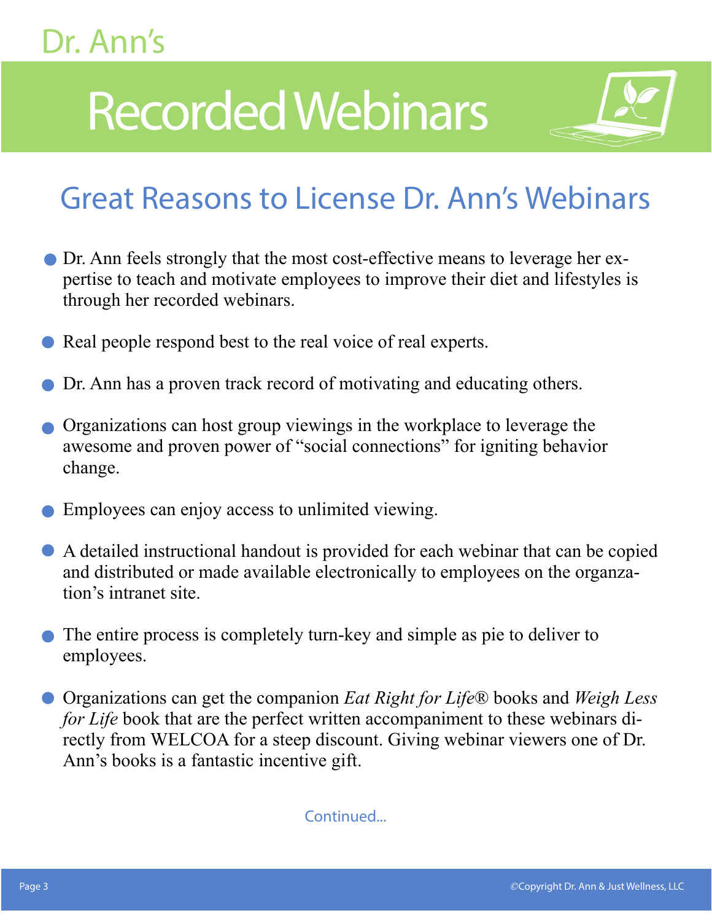Dr. Ann's

# Recorded Webinars

## Great Reasons to License Dr. Ann's Webinars

- Dr. Ann feels strongly that the most cost-effective means to leverage her expertise to teach and motivate employees to improve their diet and lifestyles is through her recorded webinars.
- Real people respond best to the real voice of real experts.
- Dr. Ann has a proven track record of motivating and educating others.
- Organizations can host group viewings in the workplace to leverage the awesome and proven power of "social connections" for igniting behavior change.
- Employees can enjoy access to unlimited viewing.
- A detailed instructional handout is provided for each webinar that can be copied and distributed or made available electronically to employees on the organzation's intranet site.
- The entire process is completely turn-key and simple as pie to deliver to employees.
- Organizations can get the companion *Eat Right for Life®* books and *Weigh Less for Life* book that are the perfect written accompaniment to these webinars directly from WELCOA for a steep discount. Giving webinar viewers one of Dr. Ann's books is a fantastic incentive gift.

Continued...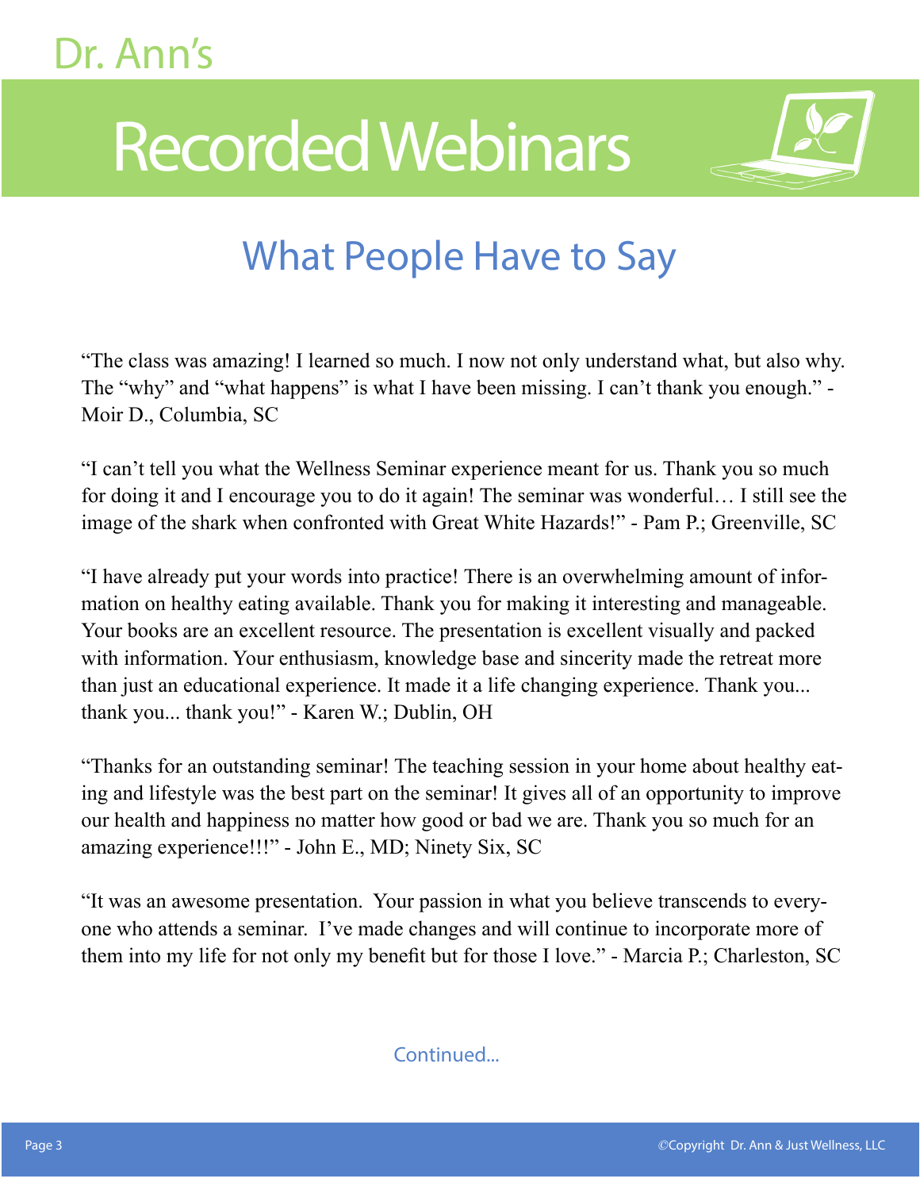Dr. Ann's

# Recorded Webinars

## What People Have to Say

"The class was amazing! I learned so much. I now not only understand what, but also why. The "why" and "what happens" is what I have been missing. I can't thank you enough." - Moir D., Columbia, SC

"I can't tell you what the Wellness Seminar experience meant for us. Thank you so much for doing it and I encourage you to do it again! The seminar was wonderful… I still see the image of the shark when confronted with Great White Hazards!" - Pam P.; Greenville, SC

"I have already put your words into practice! There is an overwhelming amount of information on healthy eating available. Thank you for making it interesting and manageable. Your books are an excellent resource. The presentation is excellent visually and packed with information. Your enthusiasm, knowledge base and sincerity made the retreat more than just an educational experience. It made it a life changing experience. Thank you... thank you... thank you!" - Karen W.; Dublin, OH

"Thanks for an outstanding seminar! The teaching session in your home about healthy eating and lifestyle was the best part on the seminar! It gives all of an opportunity to improve our health and happiness no matter how good or bad we are. Thank you so much for an amazing experience!!!" - John E., MD; Ninety Six, SC

"It was an awesome presentation. Your passion in what you believe transcends to everyone who attends a seminar. I've made changes and will continue to incorporate more of them into my life for not only my benefit but for those I love." - Marcia P.; Charleston, SC

Continued...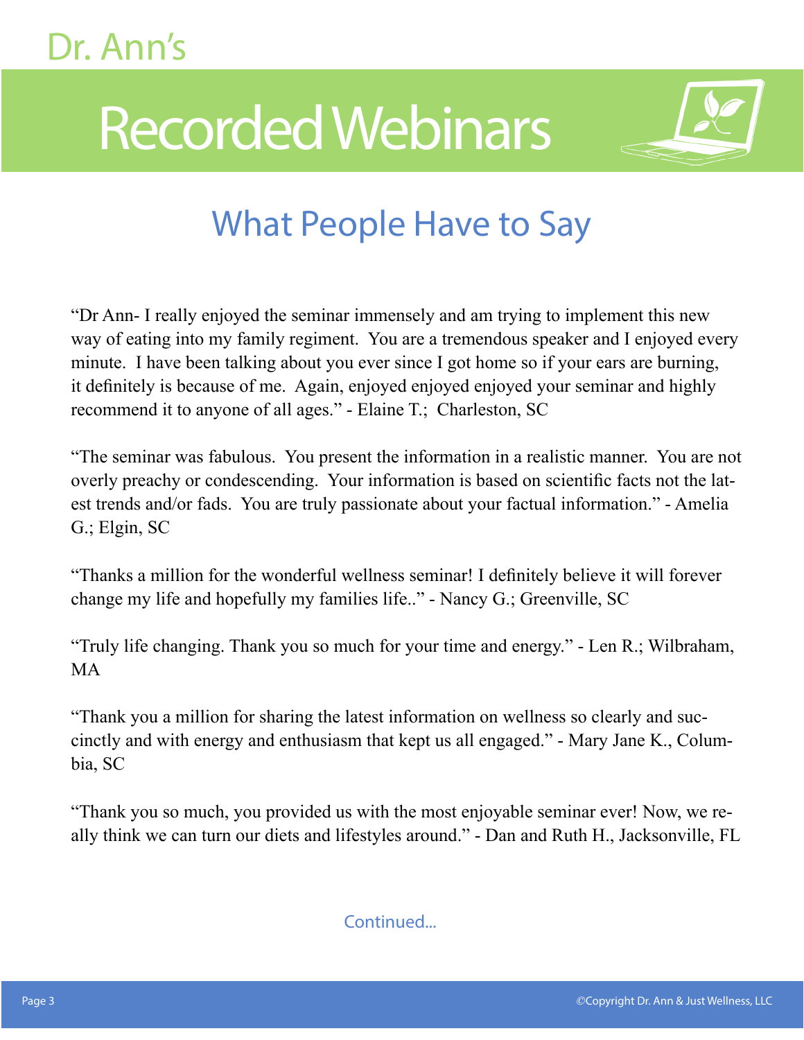Dr. Ann's

# Recorded Webinars

## What People Have to Say

"Dr Ann- I really enjoyed the seminar immensely and am trying to implement this new way of eating into my family regiment. You are a tremendous speaker and I enjoyed every minute. I have been talking about you ever since I got home so if your ears are burning, it definitely is because of me. Again, enjoyed enjoyed enjoyed your seminar and highly recommend it to anyone of all ages." - Elaine T.; Charleston, SC

"The seminar was fabulous. You present the information in a realistic manner. You are not overly preachy or condescending. Your information is based on scientific facts not the latest trends and/or fads. You are truly passionate about your factual information." - Amelia G.; Elgin, SC

"Thanks a million for the wonderful wellness seminar! I definitely believe it will forever change my life and hopefully my families life.." - Nancy G.; Greenville, SC

"Truly life changing. Thank you so much for your time and energy." - Len R.; Wilbraham, MA

"Thank you a million for sharing the latest information on wellness so clearly and succinctly and with energy and enthusiasm that kept us all engaged." - Mary Jane K., Columbia, SC

"Thank you so much, you provided us with the most enjoyable seminar ever! Now, we really think we can turn our diets and lifestyles around." - Dan and Ruth H., Jacksonville, FL

Continued...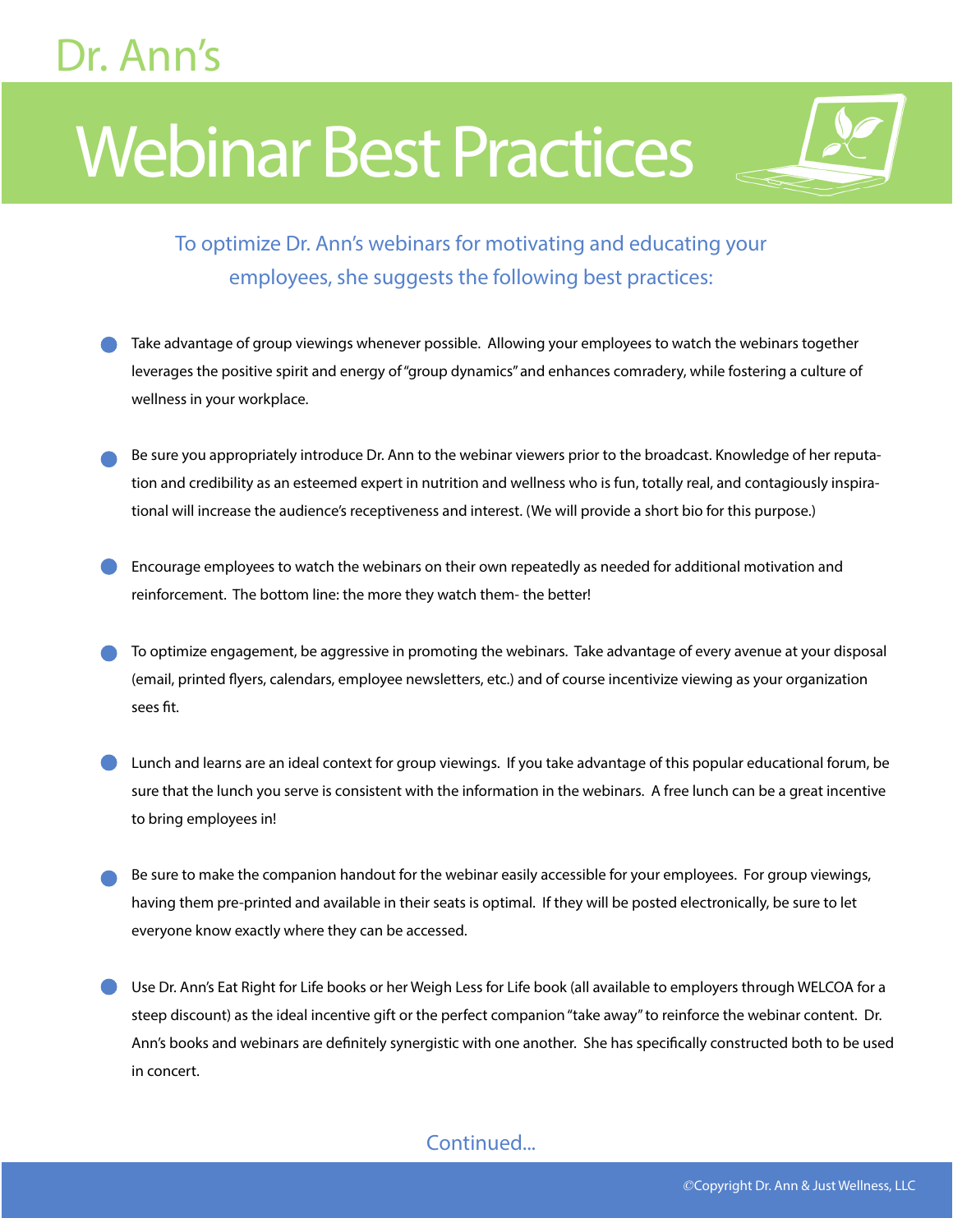Dr. Ann's

# Webinar Best Practices

To optimize Dr. Ann's webinars for motivating and educating your employees, she suggests the following best practices:

- Take advantage of group viewings whenever possible. Allowing your employees to watch the webinars together leverages the positive spirit and energy of "group dynamics" and enhances comradery, while fostering a culture of wellness in your workplace.

- Be sure you appropriately introduce Dr. Ann to the webinar viewers prior to the broadcast. Knowledge of her reputation and credibility as an esteemed expert in nutrition and wellness who is fun, totally real, and contagiously inspirational will increase the audience's receptiveness and interest. (We will provide a short bio for this purpose.)

- Encourage employees to watch the webinars on their own repeatedly as needed for additional motivation and reinforcement. The bottom line: the more they watch them- the better!

- To optimize engagement, be aggressive in promoting the webinars. Take advantage of every avenue at your disposal (email, printed flyers, calendars, employee newsletters, etc.) and of course incentivize viewing as your organization sees fit.

- Lunch and learns are an ideal context for group viewings. If you take advantage of this popular educational forum, be sure that the lunch you serve is consistent with the information in the webinars. A free lunch can be a great incentive to bring employees in!

- Be sure to make the companion handout for the webinar easily accessible for your employees. For group viewings, having them pre-printed and available in their seats is optimal. If they will be posted electronically, be sure to let everyone know exactly where they can be accessed.

- Use Dr. Ann's Eat Right for Life books or her Weigh Less for Life book (all available to employers through WELCOA for a steep discount) as the ideal incentive gift or the perfect companion "take away" to reinforce the webinar content. Dr. Ann's books and webinars are definitely synergistic with one another. She has specifically constructed both to be used in concert.

Continued...

©Copyright Dr. Ann & Just Wellness, LLC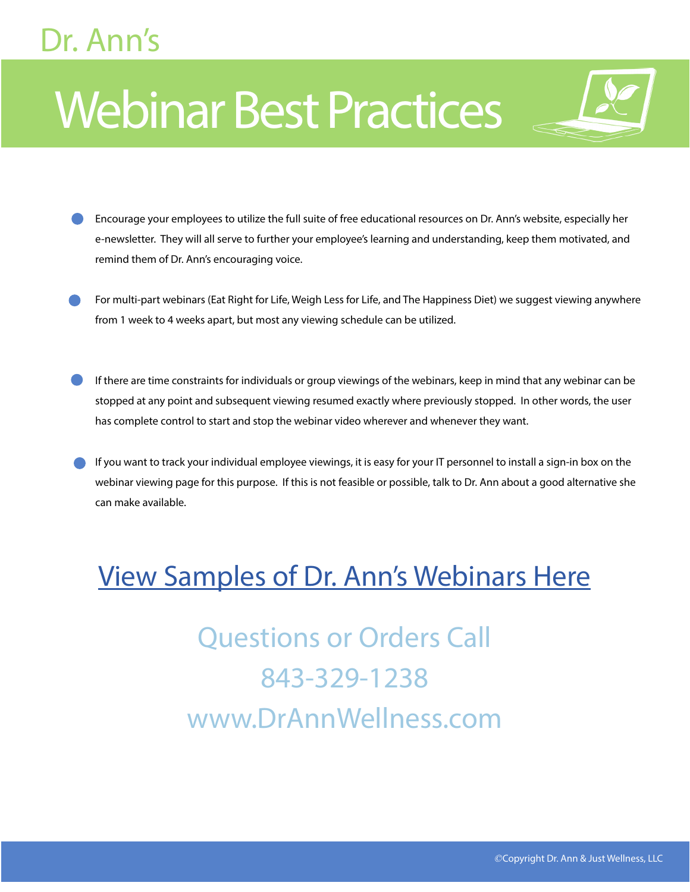Dr. Ann's

# Webinar Best Practices

- Encourage your employees to utilize the full suite of free educational resources on Dr. Ann's website, especially her e-newsletter. They will all serve to further your employee's learning and understanding, keep them motivated, and remind them of Dr. Ann's encouraging voice.
- For multi-part webinars (Eat Right for Life, Weigh Less for Life, and The Happiness Diet) we suggest viewing anywhere from 1 week to 4 weeks apart, but most any viewing schedule can be utilized.
- If there are time constraints for individuals or group viewings of the webinars, keep in mind that any webinar can be stopped at any point and subsequent viewing resumed exactly where previously stopped. In other words, the user has complete control to start and stop the webinar video wherever and whenever they want.
- If you want to track your individual employee viewings, it is easy for your IT personnel to install a sign-in box on the webinar viewing page for this purpose. If this is not feasible or possible, talk to Dr. Ann about a good alternative she can make available.

## View Samples of Dr. Ann's Webinars Here

Questions or Orders Call

843-329-1238

www.DrAnnWellness.com

©Copyright Dr. Ann & Just Wellness, LLC